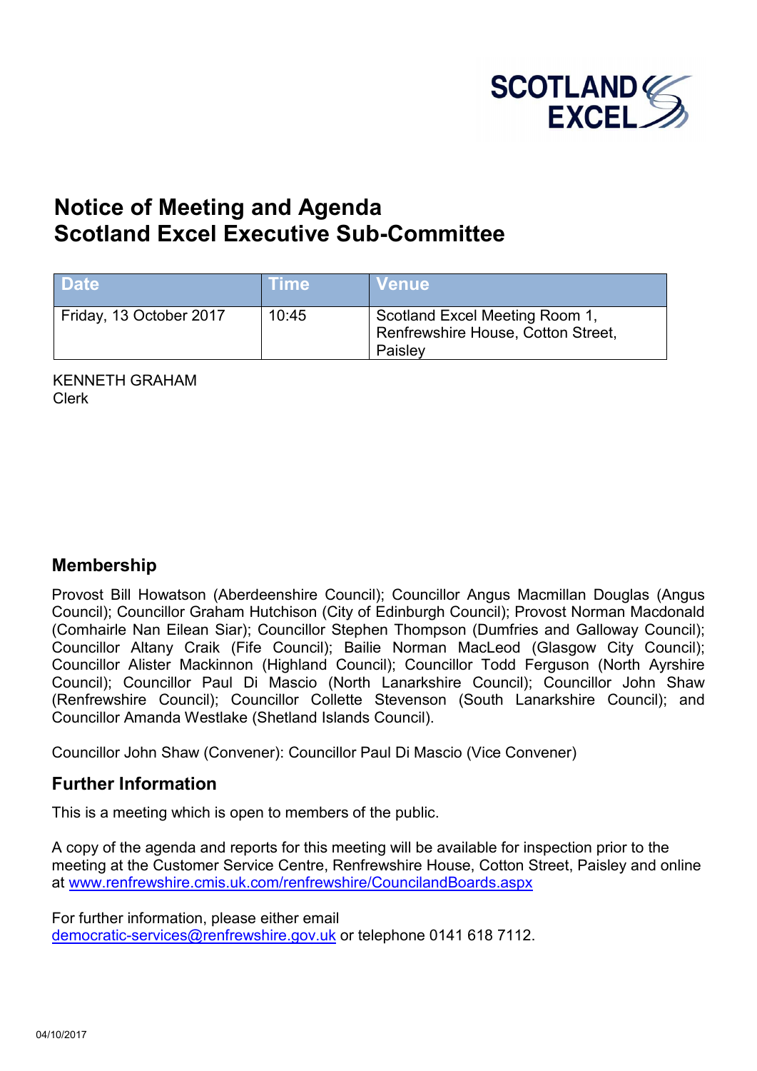SCOTLAND EXCEL

# Notice of Meeting and Agenda
# Scotland Excel Executive Sub-Committee

| Date | Time | Venue |
|---|---|---|
| Friday, 13 October 2017 | 10:45 | Scotland Excel Meeting Room 1, Renfrewshire House, Cotton Street, Paisley |

KENNETH GRAHAM
Clerk

## Membership

Provost Bill Howatson (Aberdeenshire Council); Councillor Angus Macmillan Douglas (Angus Council); Councillor Graham Hutchison (City of Edinburgh Council); Provost Norman Macdonald (Comhairle Nan Eilean Siar); Councillor Stephen Thompson (Dumfries and Galloway Council); Councillor Altany Craik (Fife Council); Bailie Norman MacLeod (Glasgow City Council); Councillor Alister Mackinnon (Highland Council); Councillor Todd Ferguson (North Ayrshire Council); Councillor Paul Di Mascio (North Lanarkshire Council); Councillor John Shaw (Renfrewshire Council); Councillor Collette Stevenson (South Lanarkshire Council); and Councillor Amanda Westlake (Shetland Islands Council).

Councillor John Shaw (Convener): Councillor Paul Di Mascio (Vice Convener)

## Further Information

This is a meeting which is open to members of the public.

A copy of the agenda and reports for this meeting will be available for inspection prior to the meeting at the Customer Service Centre, Renfrewshire House, Cotton Street, Paisley and online at www.renfrewshire.cmis.uk.com/renfrewshire/CouncilandBoards.aspx

For further information, please either email democratic-services@renfrewshire.gov.uk or telephone 0141 618 7112.

04/10/2017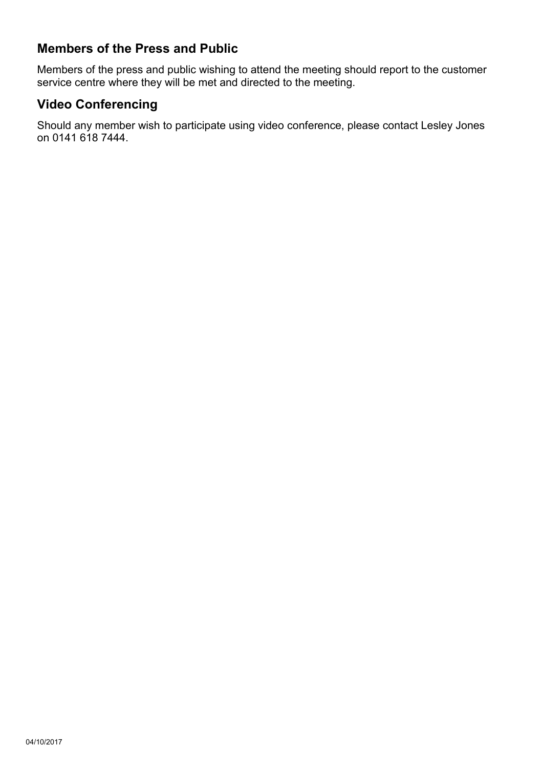## Members of the Press and Public

Members of the press and public wishing to attend the meeting should report to the customer service centre where they will be met and directed to the meeting.

## Video Conferencing

Should any member wish to participate using video conference, please contact Lesley Jones on 0141 618 7444.

04/10/2017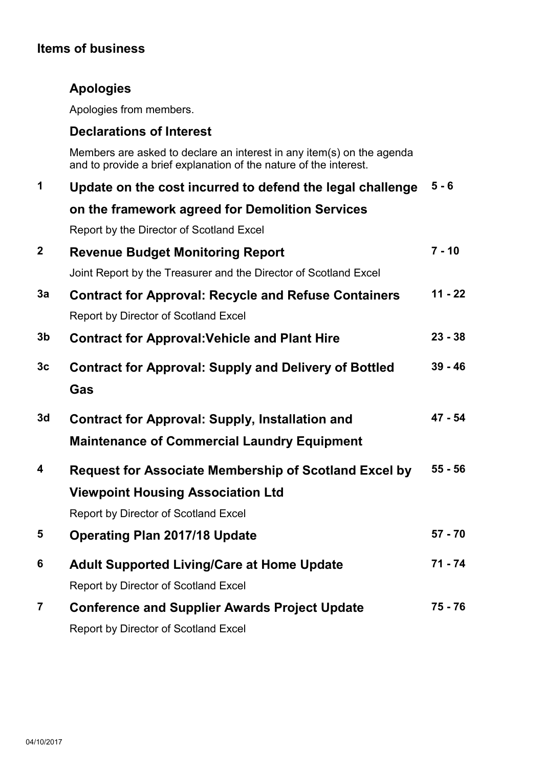## Items of business

### Apologies

Apologies from members.

### Declarations of Interest

Members are asked to declare an interest in any item(s) on the agenda and to provide a brief explanation of the nature of the interest.

| | | |
|---|---|---|
| **1** | **Update on the cost incurred to defend the legal challenge on the framework agreed for Demolition Services**<br>Report by the Director of Scotland Excel | **5 - 6** |
| **2** | **Revenue Budget Monitoring Report**<br>Joint Report by the Treasurer and the Director of Scotland Excel | **7 - 10** |
| **3a** | **Contract for Approval: Recycle and Refuse Containers**<br>Report by Director of Scotland Excel | **11 - 22** |
| **3b** | **Contract for Approval:Vehicle and Plant Hire** | **23 - 38** |
| **3c** | **Contract for Approval: Supply and Delivery of Bottled Gas** | **39 - 46** |
| **3d** | **Contract for Approval: Supply, Installation and Maintenance of Commercial Laundry Equipment** | **47 - 54** |
| **4** | **Request for Associate Membership of Scotland Excel by Viewpoint Housing Association Ltd**<br>Report by Director of Scotland Excel | **55 - 56** |
| **5** | **Operating Plan 2017/18 Update** | **57 - 70** |
| **6** | **Adult Supported Living/Care at Home Update**<br>Report by Director of Scotland Excel | **71 - 74** |
| **7** | **Conference and Supplier Awards Project Update**<br>Report by Director of Scotland Excel | **75 - 76** |

04/10/2017